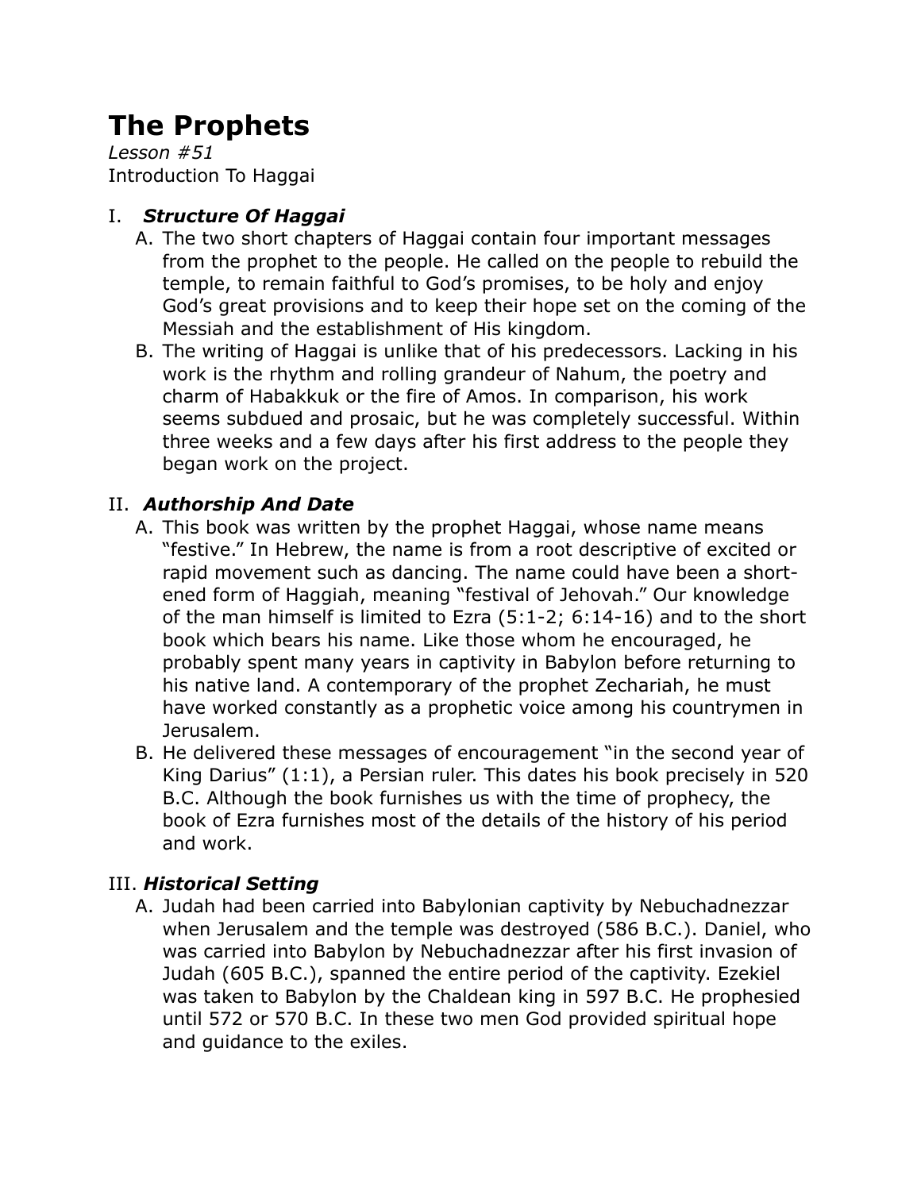# The Prophets

*Lesson #51*
Introduction To Haggai

## I. *Structure Of Haggai*

A. The two short chapters of Haggai contain four important messages from the prophet to the people. He called on the people to rebuild the temple, to remain faithful to God's promises, to be holy and enjoy God's great provisions and to keep their hope set on the coming of the Messiah and the establishment of His kingdom.

B. The writing of Haggai is unlike that of his predecessors. Lacking in his work is the rhythm and rolling grandeur of Nahum, the poetry and charm of Habakkuk or the fire of Amos. In comparison, his work seems subdued and prosaic, but he was completely successful. Within three weeks and a few days after his first address to the people they began work on the project.

## II. *Authorship And Date*

A. This book was written by the prophet Haggai, whose name means "festive." In Hebrew, the name is from a root descriptive of excited or rapid movement such as dancing. The name could have been a shortened form of Haggiah, meaning "festival of Jehovah." Our knowledge of the man himself is limited to Ezra (5:1-2; 6:14-16) and to the short book which bears his name. Like those whom he encouraged, he probably spent many years in captivity in Babylon before returning to his native land. A contemporary of the prophet Zechariah, he must have worked constantly as a prophetic voice among his countrymen in Jerusalem.

B. He delivered these messages of encouragement "in the second year of King Darius" (1:1), a Persian ruler. This dates his book precisely in 520 B.C. Although the book furnishes us with the time of prophecy, the book of Ezra furnishes most of the details of the history of his period and work.

## III. *Historical Setting*

A. Judah had been carried into Babylonian captivity by Nebuchadnezzar when Jerusalem and the temple was destroyed (586 B.C.). Daniel, who was carried into Babylon by Nebuchadnezzar after his first invasion of Judah (605 B.C.), spanned the entire period of the captivity. Ezekiel was taken to Babylon by the Chaldean king in 597 B.C. He prophesied until 572 or 570 B.C. In these two men God provided spiritual hope and guidance to the exiles.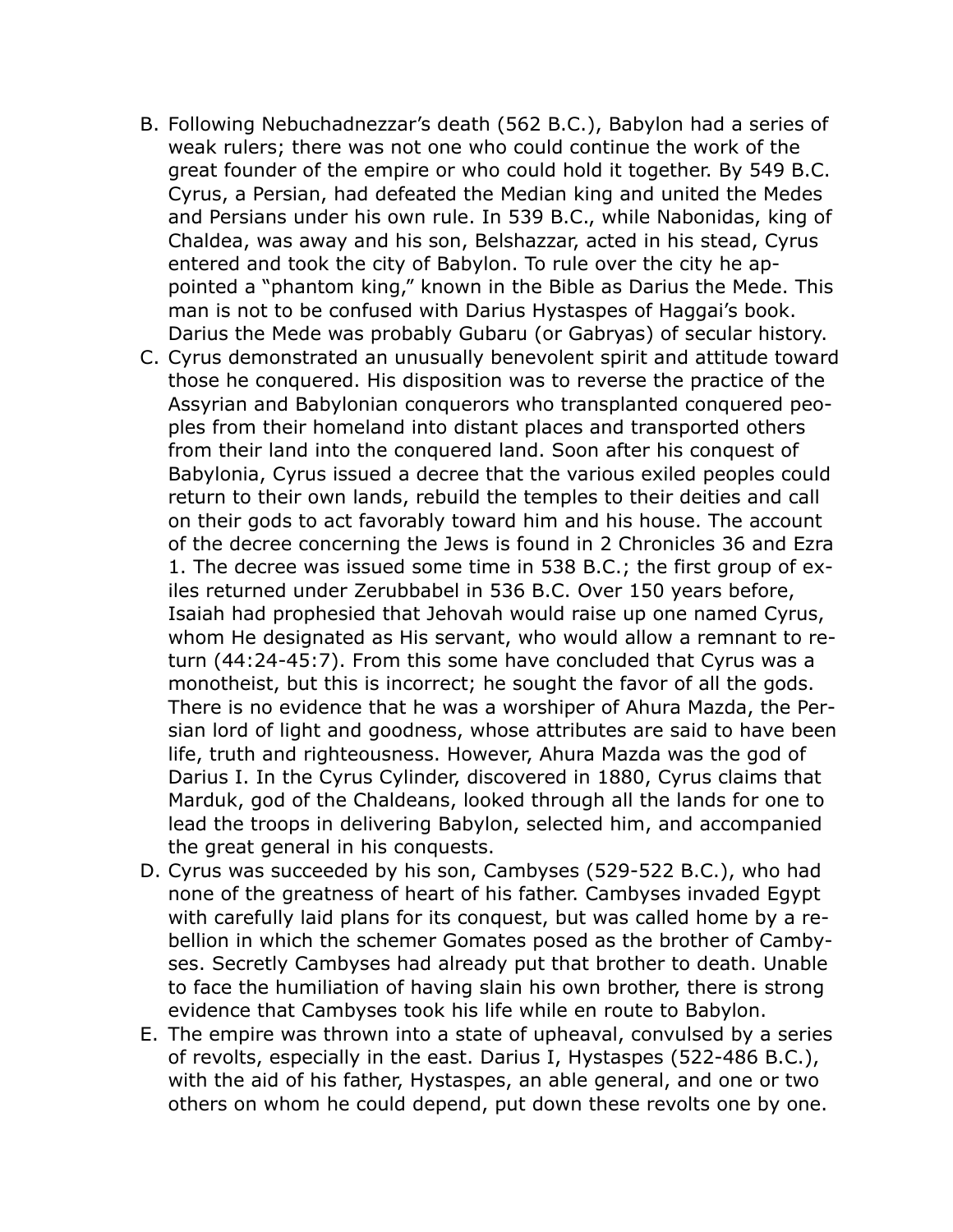B. Following Nebuchadnezzar's death (562 B.C.), Babylon had a series of weak rulers; there was not one who could continue the work of the great founder of the empire or who could hold it together. By 549 B.C. Cyrus, a Persian, had defeated the Median king and united the Medes and Persians under his own rule. In 539 B.C., while Nabonidas, king of Chaldea, was away and his son, Belshazzar, acted in his stead, Cyrus entered and took the city of Babylon. To rule over the city he appointed a "phantom king," known in the Bible as Darius the Mede. This man is not to be confused with Darius Hystaspes of Haggai's book. Darius the Mede was probably Gubaru (or Gabryas) of secular history.

C. Cyrus demonstrated an unusually benevolent spirit and attitude toward those he conquered. His disposition was to reverse the practice of the Assyrian and Babylonian conquerors who transplanted conquered peoples from their homeland into distant places and transported others from their land into the conquered land. Soon after his conquest of Babylonia, Cyrus issued a decree that the various exiled peoples could return to their own lands, rebuild the temples to their deities and call on their gods to act favorably toward him and his house. The account of the decree concerning the Jews is found in 2 Chronicles 36 and Ezra 1. The decree was issued some time in 538 B.C.; the first group of exiles returned under Zerubbabel in 536 B.C. Over 150 years before, Isaiah had prophesied that Jehovah would raise up one named Cyrus, whom He designated as His servant, who would allow a remnant to return (44:24-45:7). From this some have concluded that Cyrus was a monotheist, but this is incorrect; he sought the favor of all the gods. There is no evidence that he was a worshiper of Ahura Mazda, the Persian lord of light and goodness, whose attributes are said to have been life, truth and righteousness. However, Ahura Mazda was the god of Darius I. In the Cyrus Cylinder, discovered in 1880, Cyrus claims that Marduk, god of the Chaldeans, looked through all the lands for one to lead the troops in delivering Babylon, selected him, and accompanied the great general in his conquests.

D. Cyrus was succeeded by his son, Cambyses (529-522 B.C.), who had none of the greatness of heart of his father. Cambyses invaded Egypt with carefully laid plans for its conquest, but was called home by a rebellion in which the schemer Gomates posed as the brother of Cambyses. Secretly Cambyses had already put that brother to death. Unable to face the humiliation of having slain his own brother, there is strong evidence that Cambyses took his life while en route to Babylon.

E. The empire was thrown into a state of upheaval, convulsed by a series of revolts, especially in the east. Darius I, Hystaspes (522-486 B.C.), with the aid of his father, Hystaspes, an able general, and one or two others on whom he could depend, put down these revolts one by one.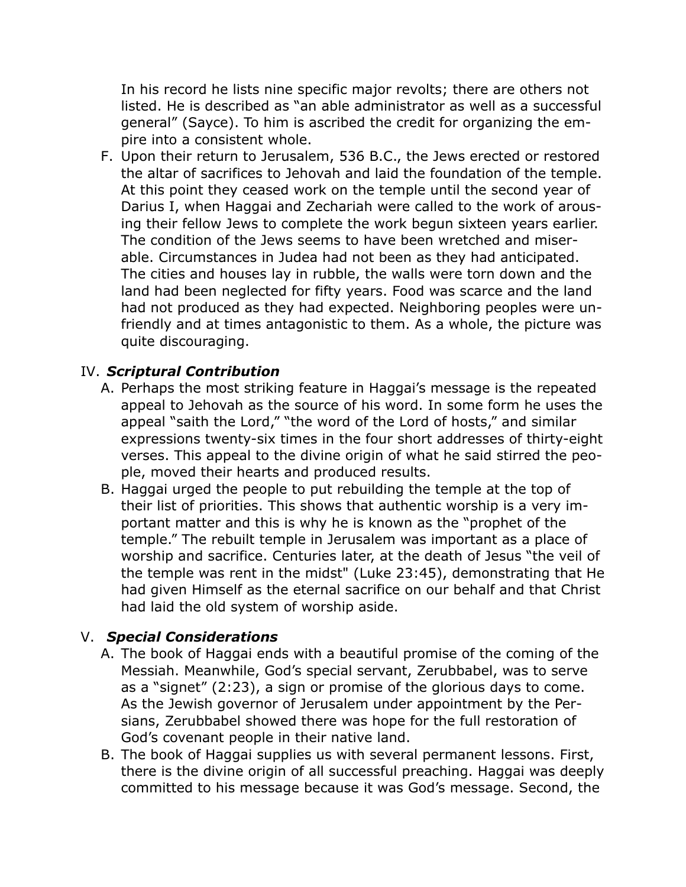In his record he lists nine specific major revolts; there are others not listed. He is described as "an able administrator as well as a successful general" (Sayce). To him is ascribed the credit for organizing the empire into a consistent whole.

F. Upon their return to Jerusalem, 536 B.C., the Jews erected or restored the altar of sacrifices to Jehovah and laid the foundation of the temple. At this point they ceased work on the temple until the second year of Darius I, when Haggai and Zechariah were called to the work of arousing their fellow Jews to complete the work begun sixteen years earlier. The condition of the Jews seems to have been wretched and miserable. Circumstances in Judea had not been as they had anticipated. The cities and houses lay in rubble, the walls were torn down and the land had been neglected for fifty years. Food was scarce and the land had not produced as they had expected. Neighboring peoples were unfriendly and at times antagonistic to them. As a whole, the picture was quite discouraging.

## IV. ***Scriptural Contribution***

A. Perhaps the most striking feature in Haggai's message is the repeated appeal to Jehovah as the source of his word. In some form he uses the appeal "saith the Lord," "the word of the Lord of hosts," and similar expressions twenty-six times in the four short addresses of thirty-eight verses. This appeal to the divine origin of what he said stirred the people, moved their hearts and produced results.

B. Haggai urged the people to put rebuilding the temple at the top of their list of priorities. This shows that authentic worship is a very important matter and this is why he is known as the "prophet of the temple." The rebuilt temple in Jerusalem was important as a place of worship and sacrifice. Centuries later, at the death of Jesus "the veil of the temple was rent in the midst" (Luke 23:45), demonstrating that He had given Himself as the eternal sacrifice on our behalf and that Christ had laid the old system of worship aside.

## V. ***Special Considerations***

A. The book of Haggai ends with a beautiful promise of the coming of the Messiah. Meanwhile, God's special servant, Zerubbabel, was to serve as a "signet" (2:23), a sign or promise of the glorious days to come. As the Jewish governor of Jerusalem under appointment by the Persians, Zerubbabel showed there was hope for the full restoration of God's covenant people in their native land.

B. The book of Haggai supplies us with several permanent lessons. First, there is the divine origin of all successful preaching. Haggai was deeply committed to his message because it was God's message. Second, the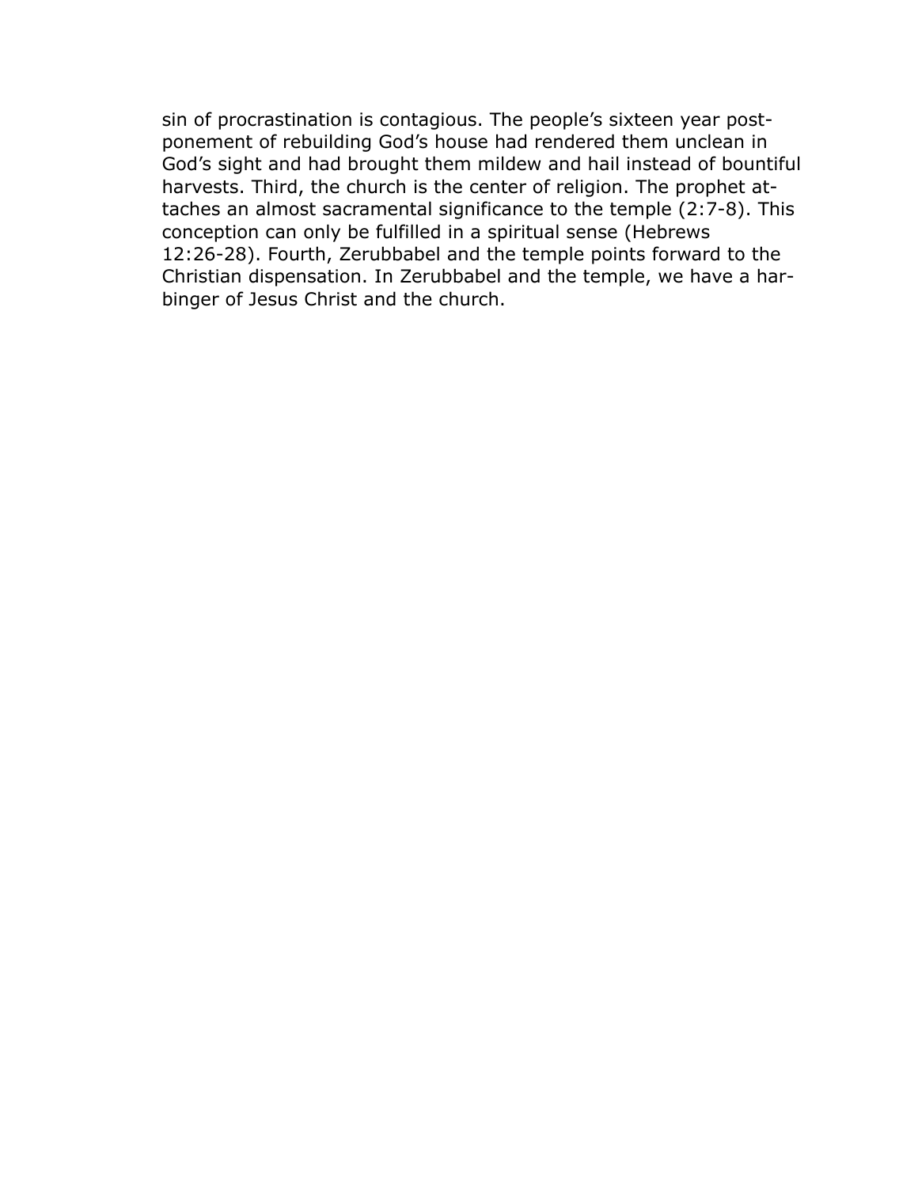sin of procrastination is contagious. The people's sixteen year postponement of rebuilding God's house had rendered them unclean in God's sight and had brought them mildew and hail instead of bountiful harvests. Third, the church is the center of religion. The prophet attaches an almost sacramental significance to the temple (2:7-8). This conception can only be fulfilled in a spiritual sense (Hebrews 12:26-28). Fourth, Zerubbabel and the temple points forward to the Christian dispensation. In Zerubbabel and the temple, we have a harbinger of Jesus Christ and the church.